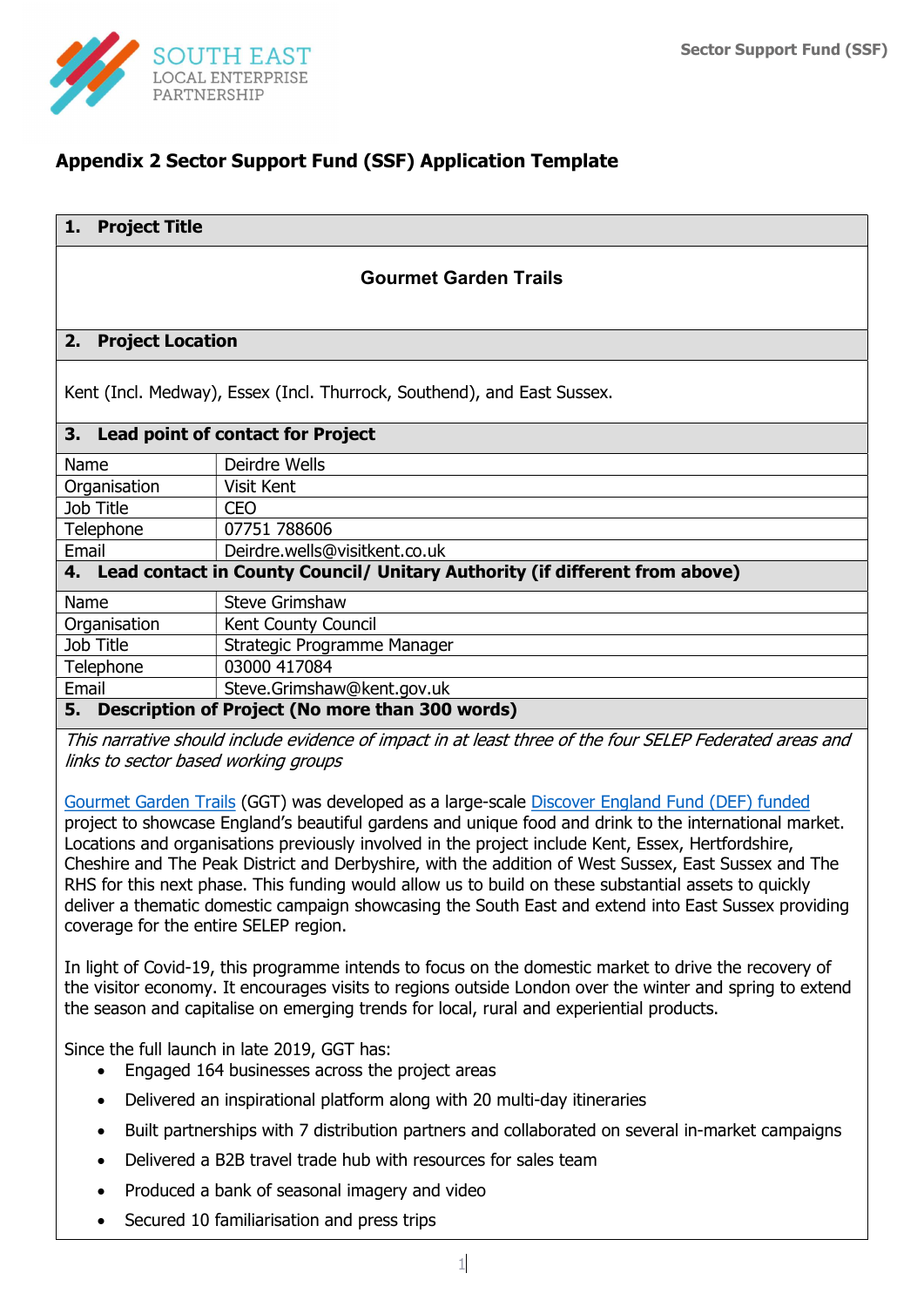# Appendix 2 Sector Support Fund (SSF) Application Template

| 1. Project Title |
|---|
| **Gourmet Garden Trails** |

| 2. Project Location |
|---|
| Kent (Incl. Medway), Essex (Incl. Thurrock, Southend), and East Sussex. |

| 3. Lead point of contact for Project | |
|---|---|
| Name | Deirdre Wells |
| Organisation | Visit Kent |
| Job Title | CEO |
| Telephone | 07751 788606 |
| Email | Deirdre.wells@visitkent.co.uk |

| 4. Lead contact in County Council/ Unitary Authority (if different from above) | |
|---|---|
| Name | Steve Grimshaw |
| Organisation | Kent County Council |
| Job Title | Strategic Programme Manager |
| Telephone | 03000 417084 |
| Email | Steve.Grimshaw@kent.gov.uk |

## 5. Description of Project (No more than 300 words)

*This narrative should include evidence of impact in at least three of the four SELEP Federated areas and links to sector based working groups*

Gourmet Garden Trails (GGT) was developed as a large-scale Discover England Fund (DEF) funded project to showcase England's beautiful gardens and unique food and drink to the international market. Locations and organisations previously involved in the project include Kent, Essex, Hertfordshire, Cheshire and The Peak District and Derbyshire, with the addition of West Sussex, East Sussex and The RHS for this next phase. This funding would allow us to build on these substantial assets to quickly deliver a thematic domestic campaign showcasing the South East and extend into East Sussex providing coverage for the entire SELEP region.

In light of Covid-19, this programme intends to focus on the domestic market to drive the recovery of the visitor economy. It encourages visits to regions outside London over the winter and spring to extend the season and capitalise on emerging trends for local, rural and experiential products.

Since the full launch in late 2019, GGT has:

- Engaged 164 businesses across the project areas
- Delivered an inspirational platform along with 20 multi-day itineraries
- Built partnerships with 7 distribution partners and collaborated on several in-market campaigns
- Delivered a B2B travel trade hub with resources for sales team
- Produced a bank of seasonal imagery and video
- Secured 10 familiarisation and press trips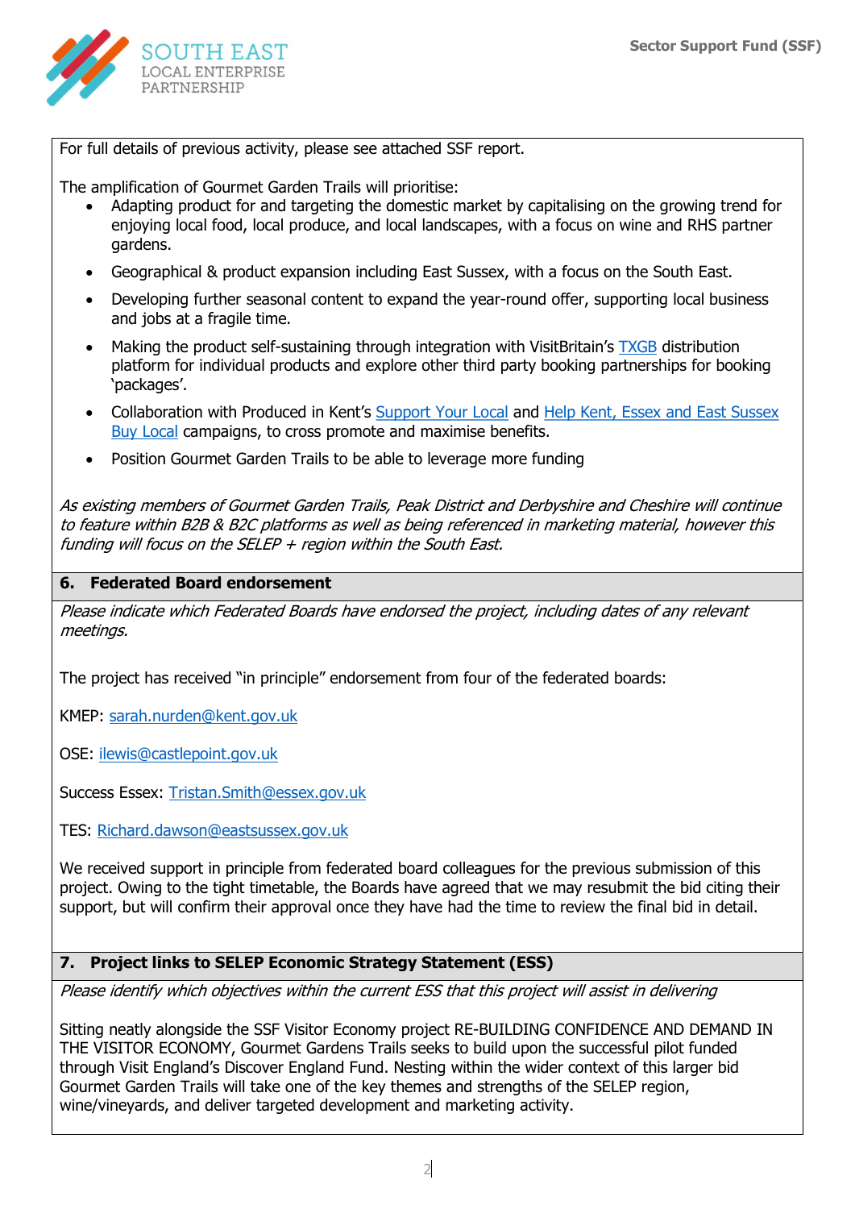For full details of previous activity, please see attached SSF report.

The amplification of Gourmet Garden Trails will prioritise:

- Adapting product for and targeting the domestic market by capitalising on the growing trend for enjoying local food, local produce, and local landscapes, with a focus on wine and RHS partner gardens.
- Geographical & product expansion including East Sussex, with a focus on the South East.
- Developing further seasonal content to expand the year-round offer, supporting local business and jobs at a fragile time.
- Making the product self-sustaining through integration with VisitBritain's TXGB distribution platform for individual products and explore other third party booking partnerships for booking 'packages'.
- Collaboration with Produced in Kent's Support Your Local and Help Kent, Essex and East Sussex Buy Local campaigns, to cross promote and maximise benefits.
- Position Gourmet Garden Trails to be able to leverage more funding

*As existing members of Gourmet Garden Trails, Peak District and Derbyshire and Cheshire will continue to feature within B2B & B2C platforms as well as being referenced in marketing material, however this funding will focus on the SELEP + region within the South East.*

## 6. Federated Board endorsement

*Please indicate which Federated Boards have endorsed the project, including dates of any relevant meetings.*

The project has received "in principle" endorsement from four of the federated boards:

KMEP: sarah.nurden@kent.gov.uk

OSE: ilewis@castlepoint.gov.uk

Success Essex: Tristan.Smith@essex.gov.uk

TES: Richard.dawson@eastsussex.gov.uk

We received support in principle from federated board colleagues for the previous submission of this project. Owing to the tight timetable, the Boards have agreed that we may resubmit the bid citing their support, but will confirm their approval once they have had the time to review the final bid in detail.

## 7. Project links to SELEP Economic Strategy Statement (ESS)

*Please identify which objectives within the current ESS that this project will assist in delivering*

Sitting neatly alongside the SSF Visitor Economy project RE-BUILDING CONFIDENCE AND DEMAND IN THE VISITOR ECONOMY, Gourmet Gardens Trails seeks to build upon the successful pilot funded through Visit England's Discover England Fund. Nesting within the wider context of this larger bid Gourmet Garden Trails will take one of the key themes and strengths of the SELEP region, wine/vineyards, and deliver targeted development and marketing activity.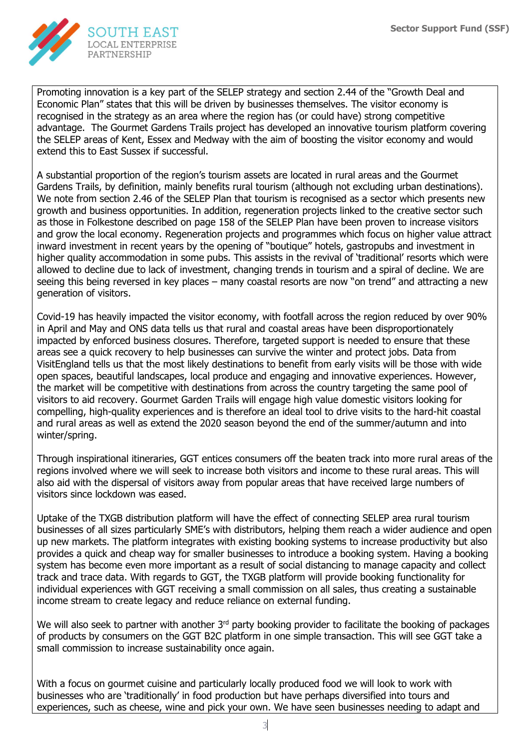Promoting innovation is a key part of the SELEP strategy and section 2.44 of the "Growth Deal and Economic Plan" states that this will be driven by businesses themselves. The visitor economy is recognised in the strategy as an area where the region has (or could have) strong competitive advantage. The Gourmet Gardens Trails project has developed an innovative tourism platform covering the SELEP areas of Kent, Essex and Medway with the aim of boosting the visitor economy and would extend this to East Sussex if successful.

A substantial proportion of the region's tourism assets are located in rural areas and the Gourmet Gardens Trails, by definition, mainly benefits rural tourism (although not excluding urban destinations). We note from section 2.46 of the SELEP Plan that tourism is recognised as a sector which presents new growth and business opportunities. In addition, regeneration projects linked to the creative sector such as those in Folkestone described on page 158 of the SELEP Plan have been proven to increase visitors and grow the local economy. Regeneration projects and programmes which focus on higher value attract inward investment in recent years by the opening of "boutique" hotels, gastropubs and investment in higher quality accommodation in some pubs. This assists in the revival of 'traditional' resorts which were allowed to decline due to lack of investment, changing trends in tourism and a spiral of decline. We are seeing this being reversed in key places – many coastal resorts are now "on trend" and attracting a new generation of visitors.

Covid-19 has heavily impacted the visitor economy, with footfall across the region reduced by over 90% in April and May and ONS data tells us that rural and coastal areas have been disproportionately impacted by enforced business closures. Therefore, targeted support is needed to ensure that these areas see a quick recovery to help businesses can survive the winter and protect jobs. Data from VisitEngland tells us that the most likely destinations to benefit from early visits will be those with wide open spaces, beautiful landscapes, local produce and engaging and innovative experiences. However, the market will be competitive with destinations from across the country targeting the same pool of visitors to aid recovery. Gourmet Garden Trails will engage high value domestic visitors looking for compelling, high-quality experiences and is therefore an ideal tool to drive visits to the hard-hit coastal and rural areas as well as extend the 2020 season beyond the end of the summer/autumn and into winter/spring.

Through inspirational itineraries, GGT entices consumers off the beaten track into more rural areas of the regions involved where we will seek to increase both visitors and income to these rural areas. This will also aid with the dispersal of visitors away from popular areas that have received large numbers of visitors since lockdown was eased.

Uptake of the TXGB distribution platform will have the effect of connecting SELEP area rural tourism businesses of all sizes particularly SME's with distributors, helping them reach a wider audience and open up new markets. The platform integrates with existing booking systems to increase productivity but also provides a quick and cheap way for smaller businesses to introduce a booking system. Having a booking system has become even more important as a result of social distancing to manage capacity and collect track and trace data. With regards to GGT, the TXGB platform will provide booking functionality for individual experiences with GGT receiving a small commission on all sales, thus creating a sustainable income stream to create legacy and reduce reliance on external funding.

We will also seek to partner with another 3rd party booking provider to facilitate the booking of packages of products by consumers on the GGT B2C platform in one simple transaction. This will see GGT take a small commission to increase sustainability once again.

With a focus on gourmet cuisine and particularly locally produced food we will look to work with businesses who are 'traditionally' in food production but have perhaps diversified into tours and experiences, such as cheese, wine and pick your own. We have seen businesses needing to adapt and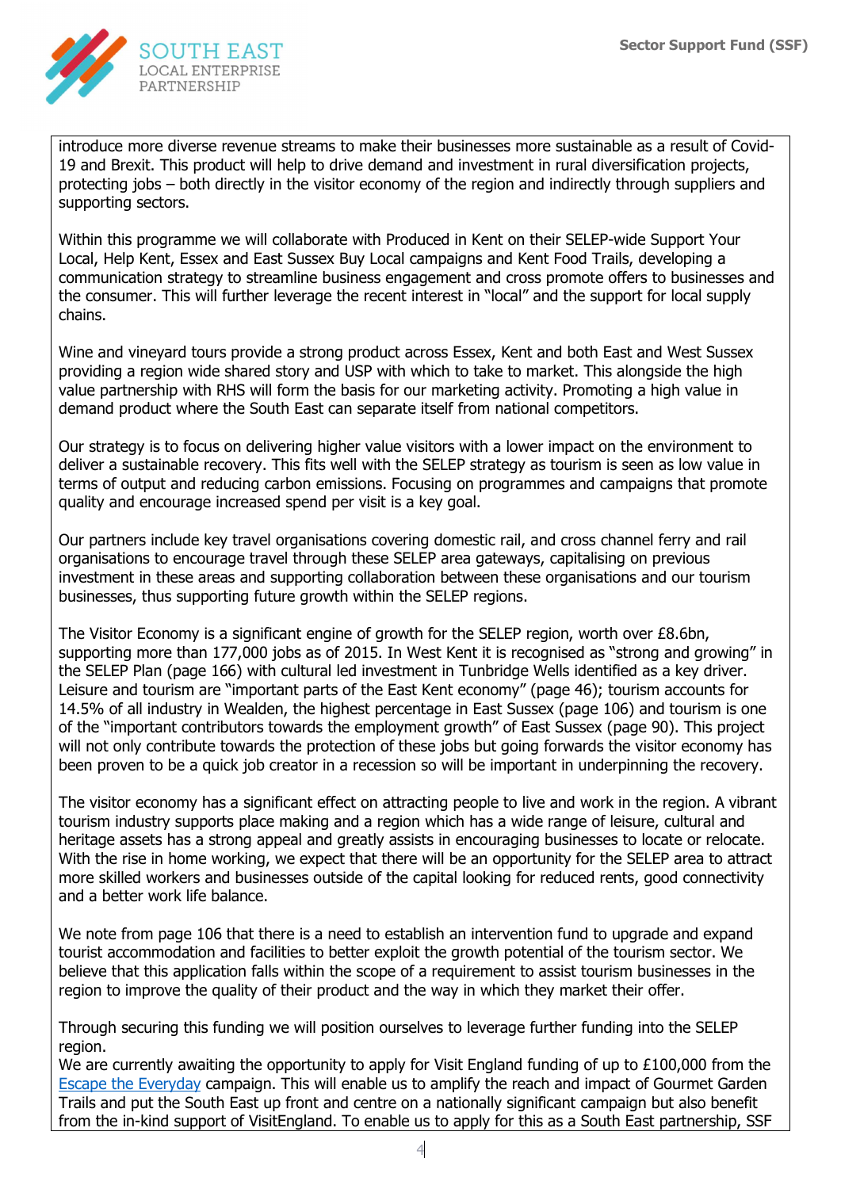introduce more diverse revenue streams to make their businesses more sustainable as a result of Covid-19 and Brexit. This product will help to drive demand and investment in rural diversification projects, protecting jobs – both directly in the visitor economy of the region and indirectly through suppliers and supporting sectors.

Within this programme we will collaborate with Produced in Kent on their SELEP-wide Support Your Local, Help Kent, Essex and East Sussex Buy Local campaigns and Kent Food Trails, developing a communication strategy to streamline business engagement and cross promote offers to businesses and the consumer. This will further leverage the recent interest in "local" and the support for local supply chains.

Wine and vineyard tours provide a strong product across Essex, Kent and both East and West Sussex providing a region wide shared story and USP with which to take to market. This alongside the high value partnership with RHS will form the basis for our marketing activity. Promoting a high value in demand product where the South East can separate itself from national competitors.

Our strategy is to focus on delivering higher value visitors with a lower impact on the environment to deliver a sustainable recovery. This fits well with the SELEP strategy as tourism is seen as low value in terms of output and reducing carbon emissions. Focusing on programmes and campaigns that promote quality and encourage increased spend per visit is a key goal.

Our partners include key travel organisations covering domestic rail, and cross channel ferry and rail organisations to encourage travel through these SELEP area gateways, capitalising on previous investment in these areas and supporting collaboration between these organisations and our tourism businesses, thus supporting future growth within the SELEP regions.

The Visitor Economy is a significant engine of growth for the SELEP region, worth over £8.6bn, supporting more than 177,000 jobs as of 2015. In West Kent it is recognised as "strong and growing" in the SELEP Plan (page 166) with cultural led investment in Tunbridge Wells identified as a key driver. Leisure and tourism are "important parts of the East Kent economy" (page 46); tourism accounts for 14.5% of all industry in Wealden, the highest percentage in East Sussex (page 106) and tourism is one of the "important contributors towards the employment growth" of East Sussex (page 90). This project will not only contribute towards the protection of these jobs but going forwards the visitor economy has been proven to be a quick job creator in a recession so will be important in underpinning the recovery.

The visitor economy has a significant effect on attracting people to live and work in the region. A vibrant tourism industry supports place making and a region which has a wide range of leisure, cultural and heritage assets has a strong appeal and greatly assists in encouraging businesses to locate or relocate. With the rise in home working, we expect that there will be an opportunity for the SELEP area to attract more skilled workers and businesses outside of the capital looking for reduced rents, good connectivity and a better work life balance.

We note from page 106 that there is a need to establish an intervention fund to upgrade and expand tourist accommodation and facilities to better exploit the growth potential of the tourism sector. We believe that this application falls within the scope of a requirement to assist tourism businesses in the region to improve the quality of their product and the way in which they market their offer.

Through securing this funding we will position ourselves to leverage further funding into the SELEP region.
We are currently awaiting the opportunity to apply for Visit England funding of up to £100,000 from the Escape the Everyday campaign. This will enable us to amplify the reach and impact of Gourmet Garden Trails and put the South East up front and centre on a nationally significant campaign but also benefit from the in-kind support of VisitEngland. To enable us to apply for this as a South East partnership, SSF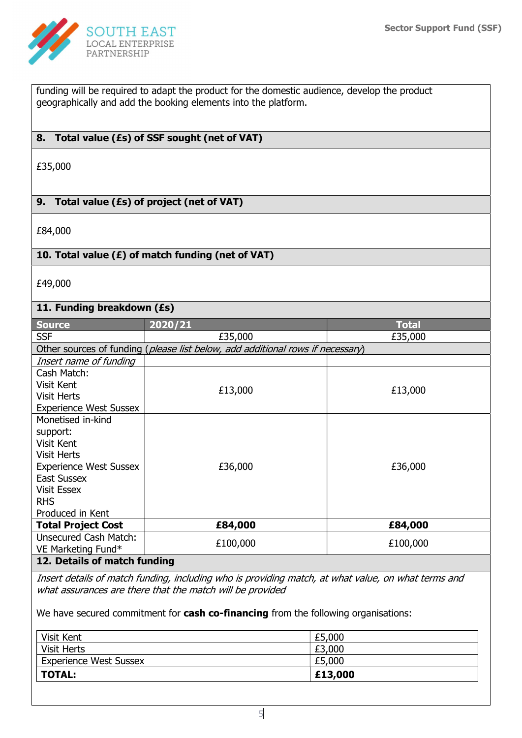funding will be required to adapt the product for the domestic audience, develop the product geographically and add the booking elements into the platform.

## 8. Total value (£s) of SSF sought (net of VAT)

£35,000

## 9. Total value (£s) of project (net of VAT)

£84,000

## 10. Total value (£) of match funding (net of VAT)

£49,000

## 11. Funding breakdown (£s)

| Source | 2020/21 | Total |
|---|---|---|
| SSF | £35,000 | £35,000 |
| Other sources of funding (*please list below, add additional rows if necessary*) | | |
| *Insert name of funding* | | |
| Cash Match: Visit Kent Visit Herts Experience West Sussex | £13,000 | £13,000 |
| Monetised in-kind support: Visit Kent Visit Herts Experience West Sussex East Sussex Visit Essex RHS Produced in Kent | £36,000 | £36,000 |
| **Total Project Cost** | **£84,000** | **£84,000** |
| Unsecured Cash Match: VE Marketing Fund* | £100,000 | £100,000 |

## 12. Details of match funding

*Insert details of match funding, including who is providing match, at what value, on what terms and what assurances are there that the match will be provided*

We have secured commitment for **cash co-financing** from the following organisations:

| Organisation | Amount |
|---|---|
| Visit Kent | £5,000 |
| Visit Herts | £3,000 |
| Experience West Sussex | £5,000 |
| **TOTAL:** | **£13,000** |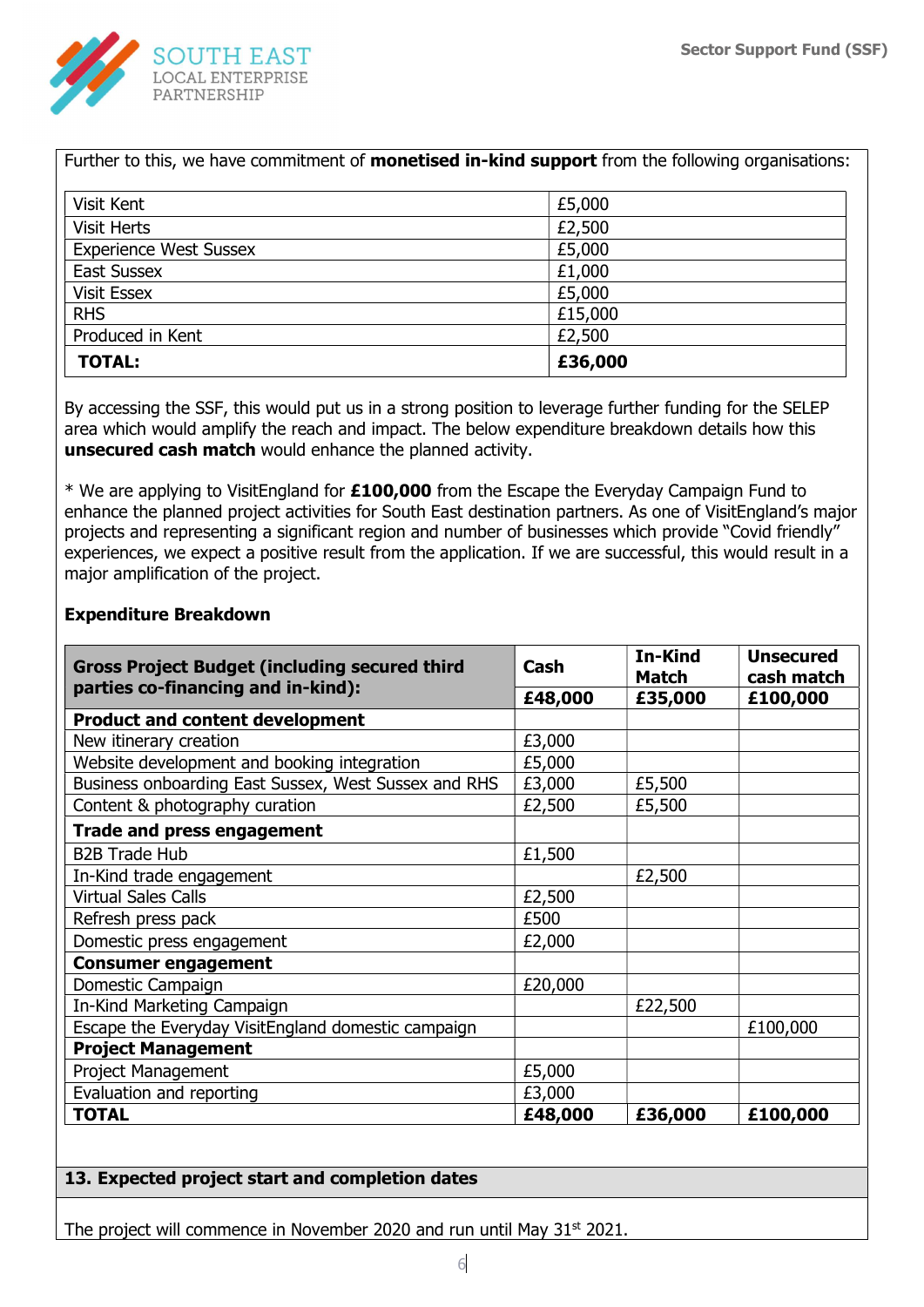Further to this, we have commitment of **monetised in-kind support** from the following organisations:

| | |
|---|---|
| Visit Kent | £5,000 |
| Visit Herts | £2,500 |
| Experience West Sussex | £5,000 |
| East Sussex | £1,000 |
| Visit Essex | £5,000 |
| RHS | £15,000 |
| Produced in Kent | £2,500 |
| **TOTAL:** | **£36,000** |

By accessing the SSF, this would put us in a strong position to leverage further funding for the SELEP area which would amplify the reach and impact. The below expenditure breakdown details how this **unsecured cash match** would enhance the planned activity.

* We are applying to VisitEngland for **£100,000** from the Escape the Everyday Campaign Fund to enhance the planned project activities for South East destination partners. As one of VisitEngland's major projects and representing a significant region and number of businesses which provide "Covid friendly" experiences, we expect a positive result from the application. If we are successful, this would result in a major amplification of the project.

**Expenditure Breakdown**

| **Gross Project Budget (including secured third parties co-financing and in-kind):** | **Cash** | **In-Kind Match** | **Unsecured cash match** |
|---|---|---|---|
| | **£48,000** | **£35,000** | **£100,000** |
| **Product and content development** | | | |
| New itinerary creation | £3,000 | | |
| Website development and booking integration | £5,000 | | |
| Business onboarding East Sussex, West Sussex and RHS | £3,000 | £5,500 | |
| Content & photography curation | £2,500 | £5,500 | |
| **Trade and press engagement** | | | |
| B2B Trade Hub | £1,500 | | |
| In-Kind trade engagement | | £2,500 | |
| Virtual Sales Calls | £2,500 | | |
| Refresh press pack | £500 | | |
| Domestic press engagement | £2,000 | | |
| **Consumer engagement** | | | |
| Domestic Campaign | £20,000 | | |
| In-Kind Marketing Campaign | | £22,500 | |
| Escape the Everyday VisitEngland domestic campaign | | | £100,000 |
| **Project Management** | | | |
| Project Management | £5,000 | | |
| Evaluation and reporting | £3,000 | | |
| **TOTAL** | **£48,000** | **£36,000** | **£100,000** |

## 13. Expected project start and completion dates

The project will commence in November 2020 and run until May 31st 2021.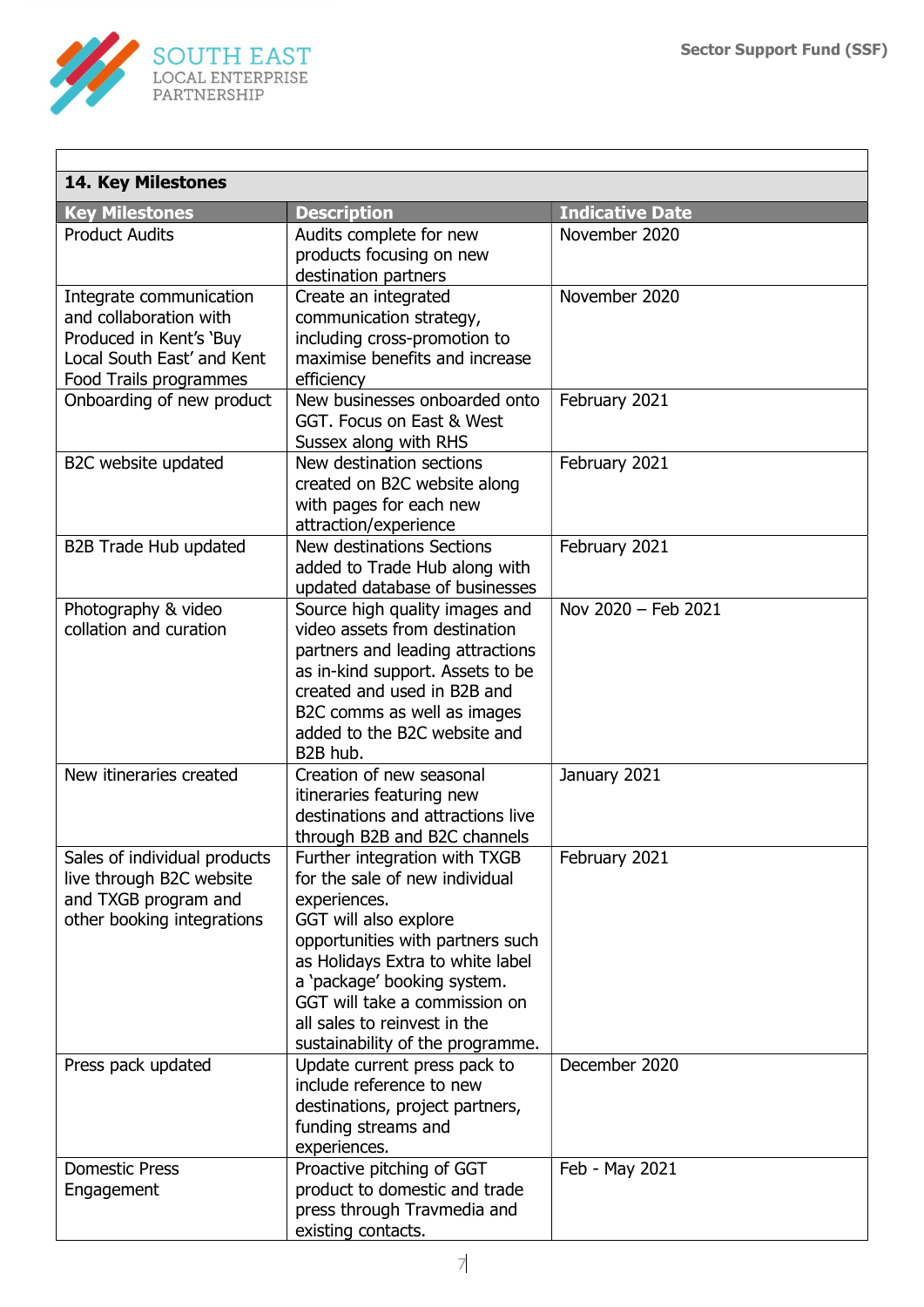## 14. Key Milestones

| Key Milestones | Description | Indicative Date |
|---|---|---|
| Product Audits | Audits complete for new products focusing on new destination partners | November 2020 |
| Integrate communication and collaboration with Produced in Kent's 'Buy Local South East' and Kent Food Trails programmes | Create an integrated communication strategy, including cross-promotion to maximise benefits and increase efficiency | November 2020 |
| Onboarding of new product | New businesses onboarded onto GGT. Focus on East & West Sussex along with RHS | February 2021 |
| B2C website updated | New destination sections created on B2C website along with pages for each new attraction/experience | February 2021 |
| B2B Trade Hub updated | New destinations Sections added to Trade Hub along with updated database of businesses | February 2021 |
| Photography & video collation and curation | Source high quality images and video assets from destination partners and leading attractions as in-kind support. Assets to be created and used in B2B and B2C comms as well as images added to the B2C website and B2B hub. | Nov 2020 – Feb 2021 |
| New itineraries created | Creation of new seasonal itineraries featuring new destinations and attractions live through B2B and B2C channels | January 2021 |
| Sales of individual products live through B2C website and TXGB program and other booking integrations | Further integration with TXGB for the sale of new individual experiences. GGT will also explore opportunities with partners such as Holidays Extra to white label a 'package' booking system. GGT will take a commission on all sales to reinvest in the sustainability of the programme. | February 2021 |
| Press pack updated | Update current press pack to include reference to new destinations, project partners, funding streams and experiences. | December 2020 |
| Domestic Press Engagement | Proactive pitching of GGT product to domestic and trade press through Travmedia and existing contacts. | Feb - May 2021 |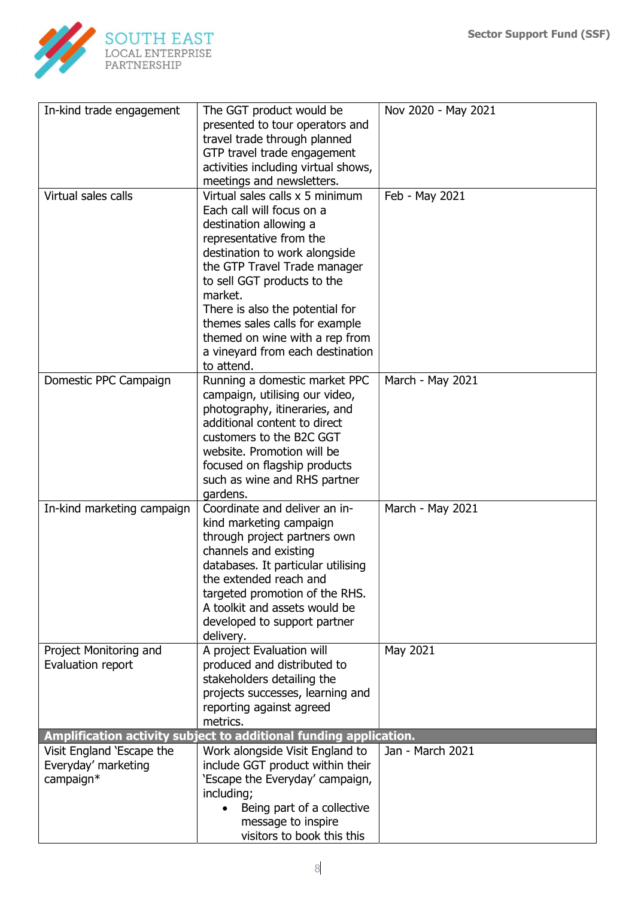| | | |
|---|---|---|
| In-kind trade engagement | The GGT product would be presented to tour operators and travel trade through planned GTP travel trade engagement activities including virtual shows, meetings and newsletters. | Nov 2020 - May 2021 |
| Virtual sales calls | Virtual sales calls x 5 minimum Each call will focus on a destination allowing a representative from the destination to work alongside the GTP Travel Trade manager to sell GGT products to the market.<br>There is also the potential for themes sales calls for example themed on wine with a rep from a vineyard from each destination to attend. | Feb - May 2021 |
| Domestic PPC Campaign | Running a domestic market PPC campaign, utilising our video, photography, itineraries, and additional content to direct customers to the B2C GGT website. Promotion will be focused on flagship products such as wine and RHS partner gardens. | March - May 2021 |
| In-kind marketing campaign | Coordinate and deliver an in-kind marketing campaign through project partners own channels and existing databases. It particular utilising the extended reach and targeted promotion of the RHS. A toolkit and assets would be developed to support partner delivery. | March - May 2021 |
| Project Monitoring and Evaluation report | A project Evaluation will produced and distributed to stakeholders detailing the projects successes, learning and reporting against agreed metrics. | May 2021 |
| **Amplification activity subject to additional funding application.** | | |
| Visit England 'Escape the Everyday' marketing campaign* | Work alongside Visit England to include GGT product within their 'Escape the Everyday' campaign, including;<br>• Being part of a collective message to inspire visitors to book this this | Jan - March 2021 |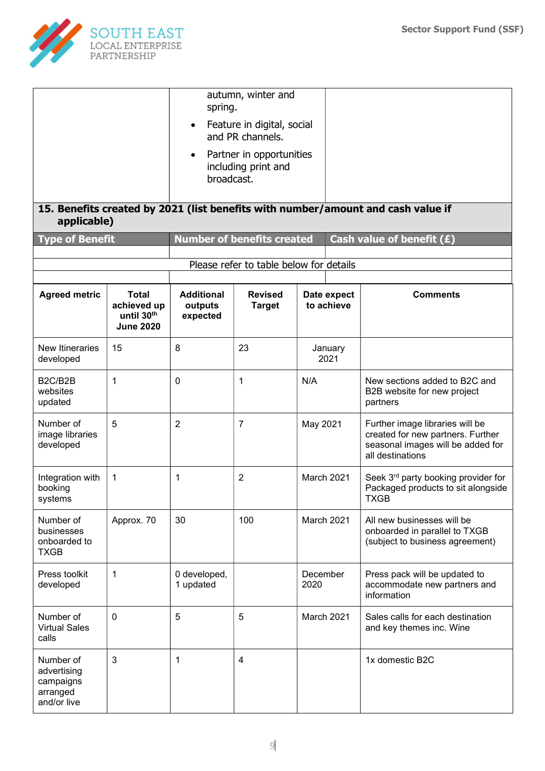| | | |
|---|---|---|
| | autumn, winter and spring.<br>• Feature in digital, social and PR channels.<br>• Partner in opportunities including print and broadcast. | |

**15. Benefits created by 2021 (list benefits with number/amount and cash value if applicable)**

| Type of Benefit | Number of benefits created | Cash value of benefit (£) |
|---|---|---|
| | | |
| Please refer to table below for details | | |
| | | |

| Agreed metric | Total achieved up until 30th June 2020 | Additional outputs expected | Revised Target | Date expect to achieve | Comments |
|---|---|---|---|---|---|
| New Itineraries developed | 15 | 8 | 23 | January 2021 | |
| B2C/B2B websites updated | 1 | 0 | 1 | N/A | New sections added to B2C and B2B website for new project partners |
| Number of image libraries developed | 5 | 2 | 7 | May 2021 | Further image libraries will be created for new partners. Further seasonal images will be added for all destinations |
| Integration with booking systems | 1 | 1 | 2 | March 2021 | Seek 3rd party booking provider for Packaged products to sit alongside TXGB |
| Number of businesses onboarded to TXGB | Approx. 70 | 30 | 100 | March 2021 | All new businesses will be onboarded in parallel to TXGB (subject to business agreement) |
| Press toolkit developed | 1 | 0 developed, 1 updated | | December 2020 | Press pack will be updated to accommodate new partners and information |
| Number of Virtual Sales calls | 0 | 5 | 5 | March 2021 | Sales calls for each destination and key themes inc. Wine |
| Number of advertising campaigns arranged and/or live | 3 | 1 | 4 | | 1x domestic B2C |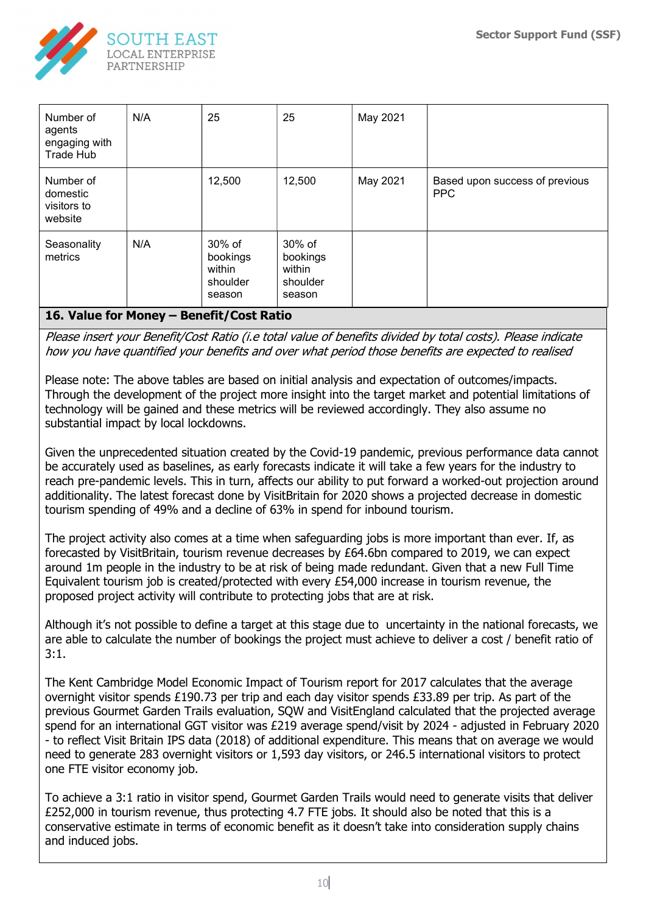| Number of agents engaging with Trade Hub | N/A | 25 | 25 | May 2021 | |
|---|---|---|---|---|---|
| Number of domestic visitors to website | | 12,500 | 12,500 | May 2021 | Based upon success of previous PPC |
| Seasonality metrics | N/A | 30% of bookings within shoulder season | 30% of bookings within shoulder season | | |

## 16. Value for Money – Benefit/Cost Ratio

*Please insert your Benefit/Cost Ratio (i.e total value of benefits divided by total costs). Please indicate how you have quantified your benefits and over what period those benefits are expected to realised*

Please note: The above tables are based on initial analysis and expectation of outcomes/impacts. Through the development of the project more insight into the target market and potential limitations of technology will be gained and these metrics will be reviewed accordingly. They also assume no substantial impact by local lockdowns.

Given the unprecedented situation created by the Covid-19 pandemic, previous performance data cannot be accurately used as baselines, as early forecasts indicate it will take a few years for the industry to reach pre-pandemic levels. This in turn, affects our ability to put forward a worked-out projection around additionality. The latest forecast done by VisitBritain for 2020 shows a projected decrease in domestic tourism spending of 49% and a decline of 63% in spend for inbound tourism.

The project activity also comes at a time when safeguarding jobs is more important than ever. If, as forecasted by VisitBritain, tourism revenue decreases by £64.6bn compared to 2019, we can expect around 1m people in the industry to be at risk of being made redundant. Given that a new Full Time Equivalent tourism job is created/protected with every £54,000 increase in tourism revenue, the proposed project activity will contribute to protecting jobs that are at risk.

Although it's not possible to define a target at this stage due to uncertainty in the national forecasts, we are able to calculate the number of bookings the project must achieve to deliver a cost / benefit ratio of 3:1.

The Kent Cambridge Model Economic Impact of Tourism report for 2017 calculates that the average overnight visitor spends £190.73 per trip and each day visitor spends £33.89 per trip. As part of the previous Gourmet Garden Trails evaluation, SQW and VisitEngland calculated that the projected average spend for an international GGT visitor was £219 average spend/visit by 2024 - adjusted in February 2020 - to reflect Visit Britain IPS data (2018) of additional expenditure. This means that on average we would need to generate 283 overnight visitors or 1,593 day visitors, or 246.5 international visitors to protect one FTE visitor economy job.

To achieve a 3:1 ratio in visitor spend, Gourmet Garden Trails would need to generate visits that deliver £252,000 in tourism revenue, thus protecting 4.7 FTE jobs. It should also be noted that this is a conservative estimate in terms of economic benefit as it doesn't take into consideration supply chains and induced jobs.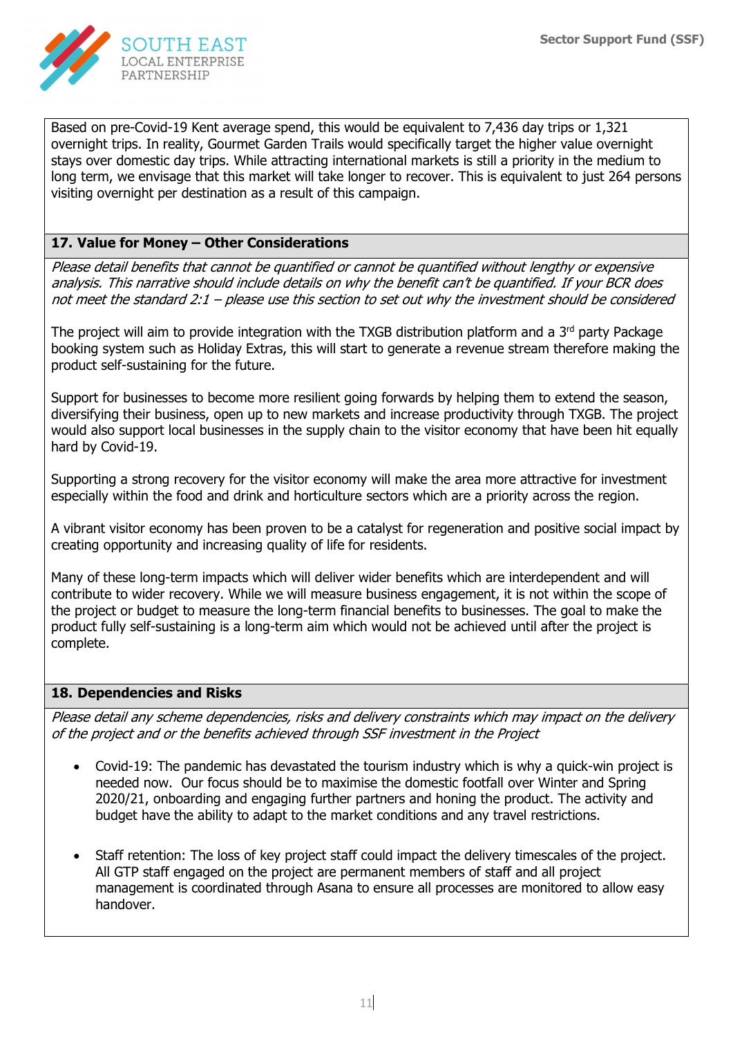Based on pre-Covid-19 Kent average spend, this would be equivalent to 7,436 day trips or 1,321 overnight trips. In reality, Gourmet Garden Trails would specifically target the higher value overnight stays over domestic day trips. While attracting international markets is still a priority in the medium to long term, we envisage that this market will take longer to recover. This is equivalent to just 264 persons visiting overnight per destination as a result of this campaign.

## 17. Value for Money – Other Considerations

*Please detail benefits that cannot be quantified or cannot be quantified without lengthy or expensive analysis. This narrative should include details on why the benefit can't be quantified. If your BCR does not meet the standard 2:1 – please use this section to set out why the investment should be considered*

The project will aim to provide integration with the TXGB distribution platform and a 3rd party Package booking system such as Holiday Extras, this will start to generate a revenue stream therefore making the product self-sustaining for the future.

Support for businesses to become more resilient going forwards by helping them to extend the season, diversifying their business, open up to new markets and increase productivity through TXGB. The project would also support local businesses in the supply chain to the visitor economy that have been hit equally hard by Covid-19.

Supporting a strong recovery for the visitor economy will make the area more attractive for investment especially within the food and drink and horticulture sectors which are a priority across the region.

A vibrant visitor economy has been proven to be a catalyst for regeneration and positive social impact by creating opportunity and increasing quality of life for residents.

Many of these long-term impacts which will deliver wider benefits which are interdependent and will contribute to wider recovery. While we will measure business engagement, it is not within the scope of the project or budget to measure the long-term financial benefits to businesses. The goal to make the product fully self-sustaining is a long-term aim which would not be achieved until after the project is complete.

## 18. Dependencies and Risks

*Please detail any scheme dependencies, risks and delivery constraints which may impact on the delivery of the project and or the benefits achieved through SSF investment in the Project*

- Covid-19: The pandemic has devastated the tourism industry which is why a quick-win project is needed now. Our focus should be to maximise the domestic footfall over Winter and Spring 2020/21, onboarding and engaging further partners and honing the product. The activity and budget have the ability to adapt to the market conditions and any travel restrictions.

- Staff retention: The loss of key project staff could impact the delivery timescales of the project. All GTP staff engaged on the project are permanent members of staff and all project management is coordinated through Asana to ensure all processes are monitored to allow easy handover.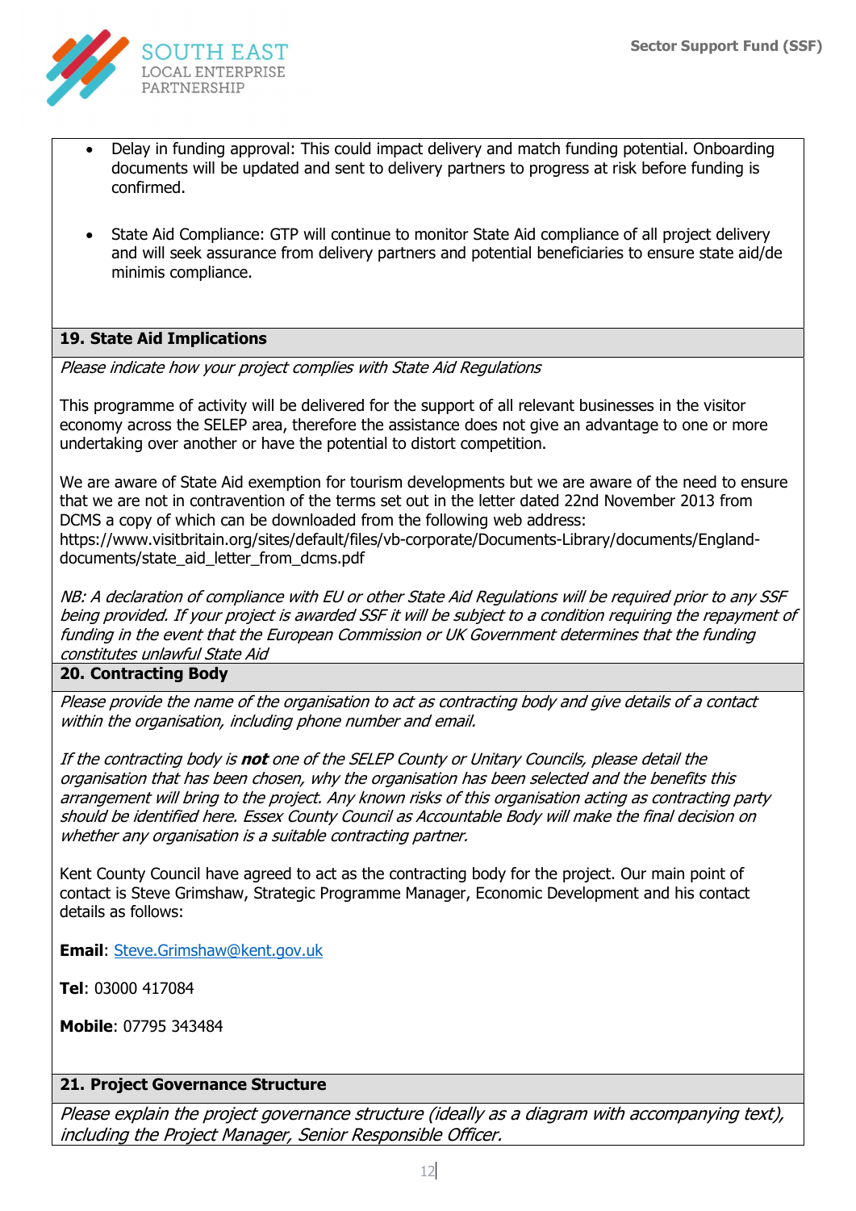- Delay in funding approval: This could impact delivery and match funding potential. Onboarding documents will be updated and sent to delivery partners to progress at risk before funding is confirmed.

- State Aid Compliance: GTP will continue to monitor State Aid compliance of all project delivery and will seek assurance from delivery partners and potential beneficiaries to ensure state aid/de minimis compliance.

## 19. State Aid Implications

*Please indicate how your project complies with State Aid Regulations*

This programme of activity will be delivered for the support of all relevant businesses in the visitor economy across the SELEP area, therefore the assistance does not give an advantage to one or more undertaking over another or have the potential to distort competition.

We are aware of State Aid exemption for tourism developments but we are aware of the need to ensure that we are not in contravention of the terms set out in the letter dated 22nd November 2013 from DCMS a copy of which can be downloaded from the following web address: https://www.visitbritain.org/sites/default/files/vb-corporate/Documents-Library/documents/England-documents/state_aid_letter_from_dcms.pdf

*NB: A declaration of compliance with EU or other State Aid Regulations will be required prior to any SSF being provided. If your project is awarded SSF it will be subject to a condition requiring the repayment of funding in the event that the European Commission or UK Government determines that the funding constitutes unlawful State Aid*

## 20. Contracting Body

*Please provide the name of the organisation to act as contracting body and give details of a contact within the organisation, including phone number and email.*

*If the contracting body is **not** one of the SELEP County or Unitary Councils, please detail the organisation that has been chosen, why the organisation has been selected and the benefits this arrangement will bring to the project. Any known risks of this organisation acting as contracting party should be identified here. Essex County Council as Accountable Body will make the final decision on whether any organisation is a suitable contracting partner.*

Kent County Council have agreed to act as the contracting body for the project. Our main point of contact is Steve Grimshaw, Strategic Programme Manager, Economic Development and his contact details as follows:

**Email**: Steve.Grimshaw@kent.gov.uk

**Tel**: 03000 417084

**Mobile**: 07795 343484

## 21. Project Governance Structure

*Please explain the project governance structure (ideally as a diagram with accompanying text), including the Project Manager, Senior Responsible Officer.*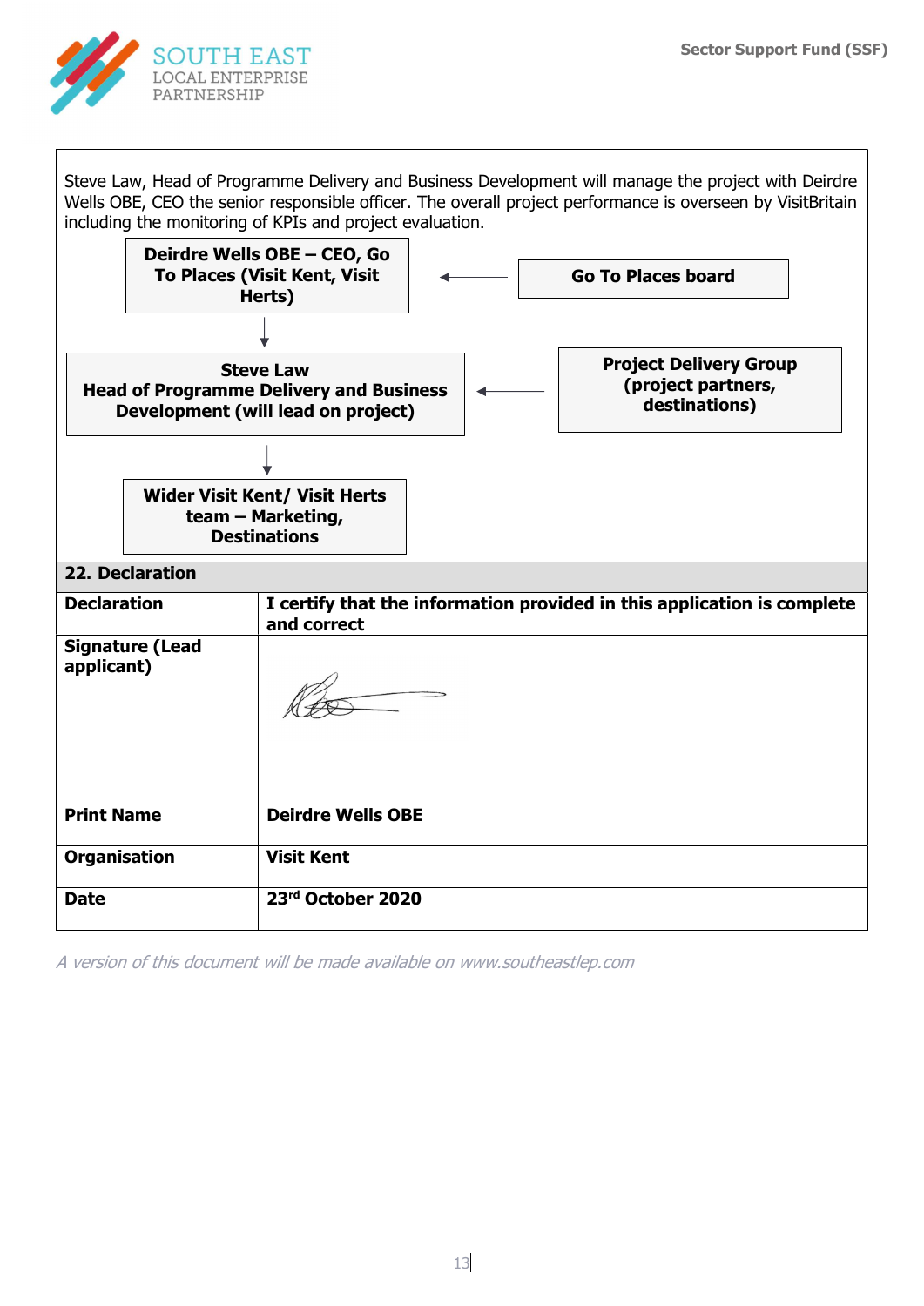Steve Law, Head of Programme Delivery and Business Development will manage the project with Deirdre Wells OBE, CEO the senior responsible officer. The overall project performance is overseen by VisitBritain including the monitoring of KPIs and project evaluation.

**Deirdre Wells OBE – CEO, Go To Places (Visit Kent, Visit Herts)** ← **Go To Places board**

↓

**Steve Law**
**Head of Programme Delivery and Business Development (will lead on project)** ← **Project Delivery Group (project partners, destinations)**

↓

**Wider Visit Kent/ Visit Herts team – Marketing, Destinations**

## 22. Declaration

| | |
|---|---|
| **Declaration** | **I certify that the information provided in this application is complete and correct** |
| **Signature (Lead applicant)** | |
| **Print Name** | **Deirdre Wells OBE** |
| **Organisation** | **Visit Kent** |
| **Date** | **23rd October 2020** |

*A version of this document will be made available on www.southeastlep.com*